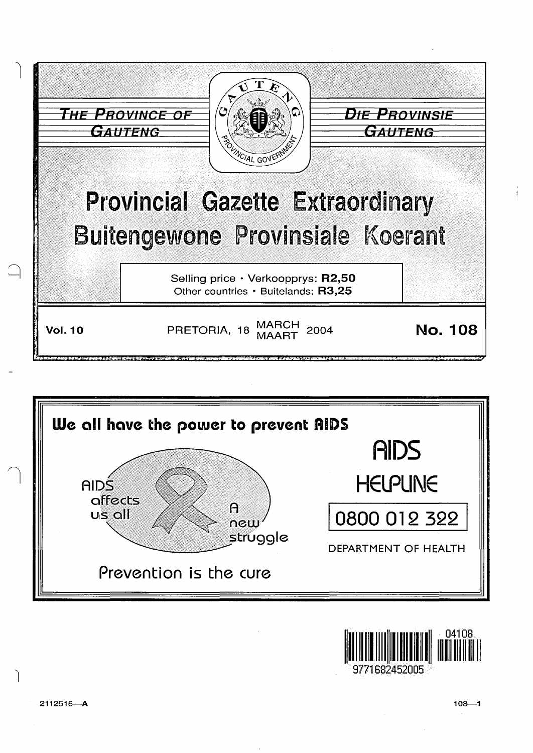THE PROVINCE OF GAUTENG

DIE PROVINSIE GAUTENG

# Provincial Gazette Extraordinary
# Buitengewone Provinsiale Koerant

Selling price · Verkoopprys: **R2,50**
Other countries · Buitelands: **R3,25**

**Vol. 10** PRETORIA, 18 MARCH / MAART 2004 **No. 108**

**We all have the power to prevent AIDS**

AIDS affects us all

A new struggle

Prevention is the cure

AIDS HELPLINE

0800 012 322

DEPARTMENT OF HEALTH

2112516—A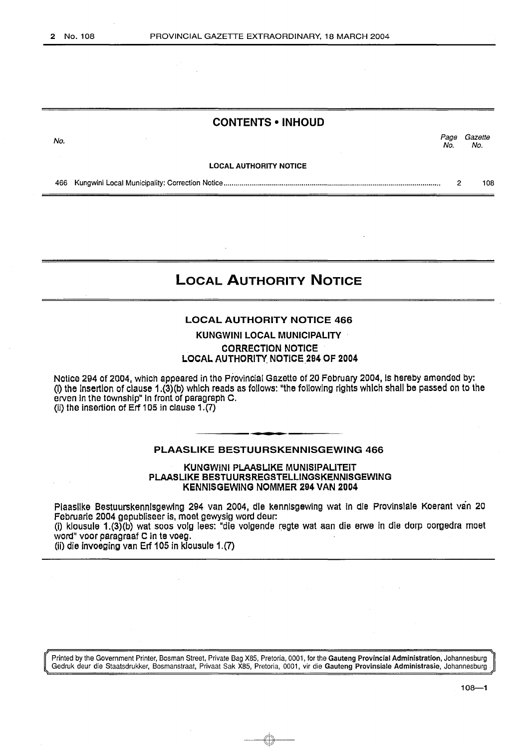## CONTENTS • INHOUD

| No. | | Page No. | Gazette No. |
|---|---|---|---|
| | **LOCAL AUTHORITY NOTICE** | | |
| 466 | Kungwini Local Municipality: Correction Notice | 2 | 108 |

# LOCAL AUTHORITY NOTICE

### LOCAL AUTHORITY NOTICE 466

**KUNGWINI LOCAL MUNICIPALITY**

**CORRECTION NOTICE**

**LOCAL AUTHORITY NOTICE 294 OF 2004**

Notice 294 of 2004, which appeared in the Provincial Gazette of 20 February 2004, is hereby amended by:
(i) the insertion of clause 1.(3)(b) which reads as follows: "the following rights which shall be passed on to the erven in the township" in front of paragraph C.
(ii) the insertion of Erf 105 in clause 1.(7)

### PLAASLIKE BESTUURSKENNISGEWING 466

**KUNGWINI PLAASLIKE MUNISIPALITEIT**

**PLAASLIKE BESTUURSREGSTELLINGSKENNISGEWING**

**KENNISGEWING NOMMER 294 VAN 2004**

Plaaslike Bestuurskennisgewing 294 van 2004, die kennisgewing wat in die Provinsiale Koerant van 20 Februarie 2004 gepubliseer is, moet gewysig word deur:
(i) klousule 1.(3)(b) wat soos volg lees: "die volgende regte wat aan die erwe in die dorp oorgedra moet word" voor paragraaf C in te voeg.
(ii) die invoeging van Erf 105 in klousule 1.(7)

Printed by the Government Printer, Bosman Street, Private Bag X85, Pretoria, 0001, for the **Gauteng Provincial Administration**, Johannesburg
Gedruk deur die Staatsdrukker, Bosmanstraat, Privaat Sak X85, Pretoria, 0001, vir die **Gauteng Provinsiale Administrasie**, Johannesburg